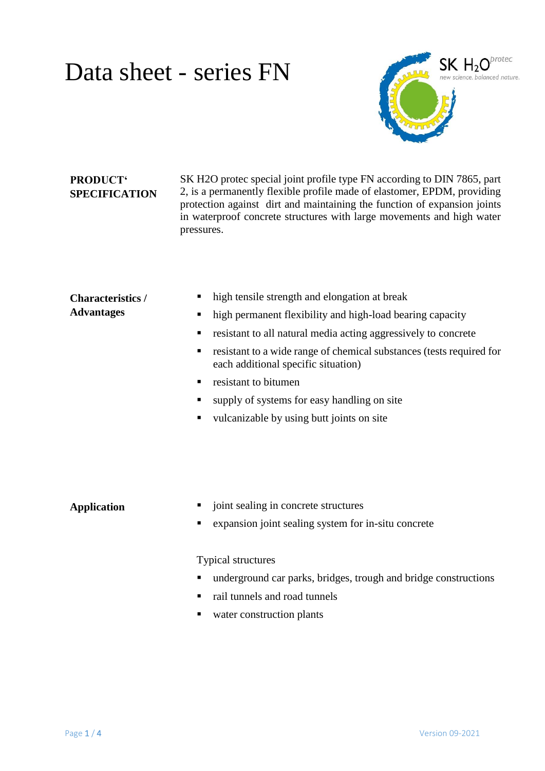# Data sheet - series FN

**PRODUCT' SPECIFICATION**

SK H2O protec special joint profile type FN according to DIN 7865, part 2, is a permanently flexible profile made of elastomer, EPDM, providing protection against dirt and maintaining the function of expansion joints in waterproof concrete structures with large movements and high water pressures.

**Characteristics / Advantages**

- high tensile strength and elongation at break
- high permanent flexibility and high-load bearing capacity
- resistant to all natural media acting aggressively to concrete
- resistant to a wide range of chemical substances (tests required for each additional specific situation)
- resistant to bitumen
- supply of systems for easy handling on site
- vulcanizable by using butt joints on site

**Application**

- joint sealing in concrete structures
- expansion joint sealing system for in-situ concrete

Typical structures

- underground car parks, bridges, trough and bridge constructions
- rail tunnels and road tunnels
- water construction plants

Version 09-2021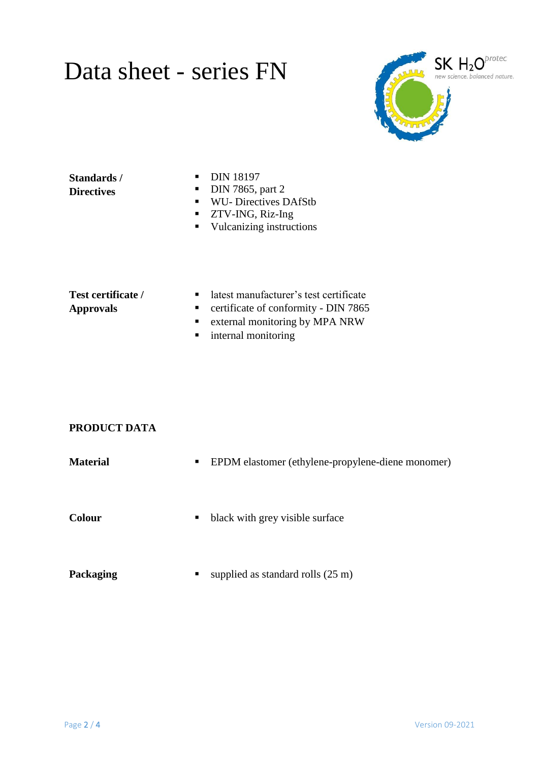# Data sheet - series FN

**Standards / Directives**

- DIN 18197
- DIN 7865, part 2
- WU- Directives DAfStb
- ZTV-ING, Riz-Ing
- Vulcanizing instructions

**Test certificate / Approvals**

- latest manufacturer's test certificate
- certificate of conformity - DIN 7865
- external monitoring by MPA NRW
- internal monitoring

## PRODUCT DATA

**Material**

- EPDM elastomer (ethylene-propylene-diene monomer)

**Colour**

- black with grey visible surface

**Packaging**

- supplied as standard rolls (25 m)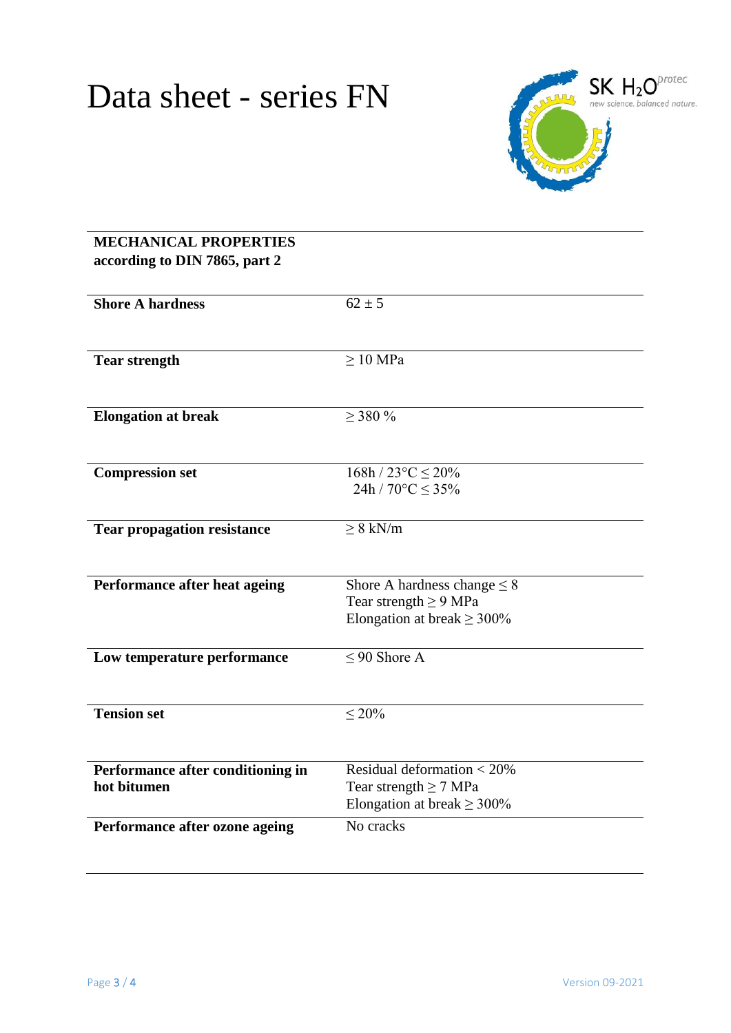# Data sheet - series FN

SK $H_2O$ protec
new science. balanced nature.

| **MECHANICAL PROPERTIES according to DIN 7865, part 2** | |
|---|---|
| **Shore A hardness** | 62 ± 5 |
| **Tear strength** | ≥ 10 MPa |
| **Elongation at break** | ≥ 380 % |
| **Compression set** | 168h / 23°C ≤ 20%<br>24h / 70°C ≤ 35% |
| **Tear propagation resistance** | ≥ 8 kN/m |
| **Performance after heat ageing** | Shore A hardness change ≤ 8<br>Tear strength ≥ 9 MPa<br>Elongation at break ≥ 300% |
| **Low temperature performance** | ≤ 90 Shore A |
| **Tension set** | ≤ 20% |
| **Performance after conditioning in hot bitumen** | Residual deformation < 20%<br>Tear strength ≥ 7 MPa<br>Elongation at break ≥ 300% |
| **Performance after ozone ageing** | No cracks |

Version 09-2021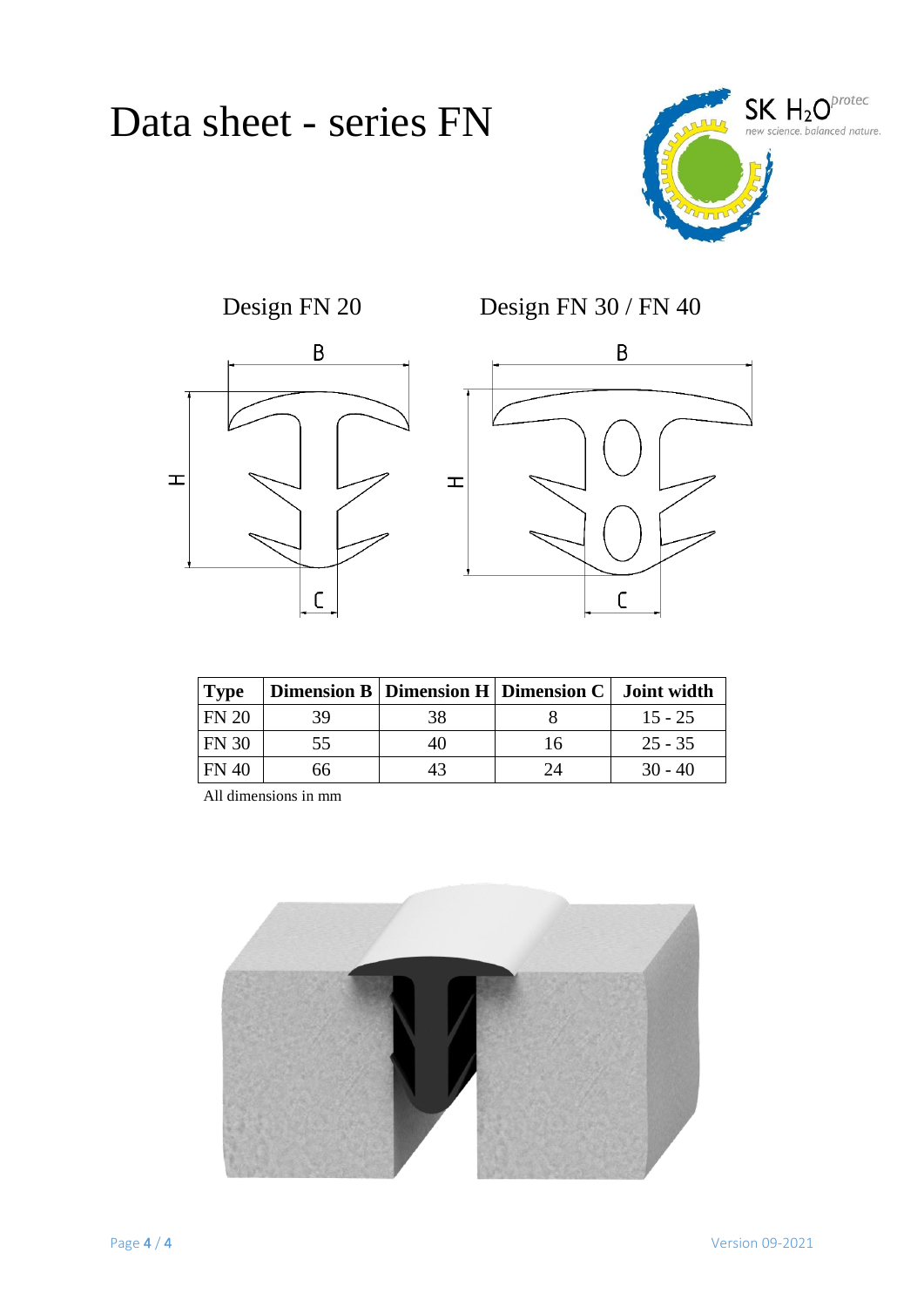# Data sheet - series FN

Design FN 20

Design FN 30 / FN 40

B

H

C

B

H

C

| Type | Dimension B | Dimension H | Dimension C | Joint width |
|---|---|---|---|---|
| FN 20 | 39 | 38 | 8 | 15 - 25 |
| FN 30 | 55 | 40 | 16 | 25 - 35 |
| FN 40 | 66 | 43 | 24 | 30 - 40 |

All dimensions in mm